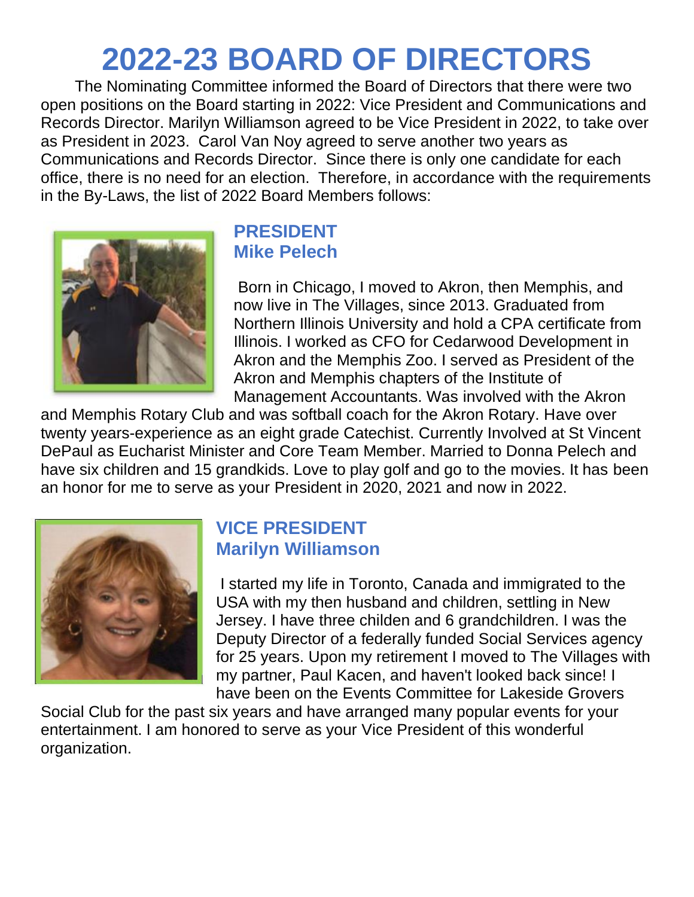# 2022-23 BOARD OF DIRECTORS

The Nominating Committee informed the Board of Directors that there were two open positions on the Board starting in 2022: Vice President and Communications and Records Director. Marilyn Williamson agreed to be Vice President in 2022, to take over as President in 2023. Carol Van Noy agreed to serve another two years as Communications and Records Director. Since there is only one candidate for each office, there is no need for an election. Therefore, in accordance with the requirements in the By-Laws, the list of 2022 Board Members follows:

## PRESIDENT
## Mike Pelech

Born in Chicago, I moved to Akron, then Memphis, and now live in The Villages, since 2013. Graduated from Northern Illinois University and hold a CPA certificate from Illinois. I worked as CFO for Cedarwood Development in Akron and the Memphis Zoo. I served as President of the Akron and Memphis chapters of the Institute of Management Accountants. Was involved with the Akron and Memphis Rotary Club and was softball coach for the Akron Rotary. Have over twenty years-experience as an eight grade Catechist. Currently Involved at St Vincent DePaul as Eucharist Minister and Core Team Member. Married to Donna Pelech and have six children and 15 grandkids. Love to play golf and go to the movies. It has been an honor for me to serve as your President in 2020, 2021 and now in 2022.

## VICE PRESIDENT
## Marilyn Williamson

I started my life in Toronto, Canada and immigrated to the USA with my then husband and children, settling in New Jersey. I have three childen and 6 grandchildren. I was the Deputy Director of a federally funded Social Services agency for 25 years. Upon my retirement I moved to The Villages with my partner, Paul Kacen, and haven't looked back since! I have been on the Events Committee for Lakeside Grovers Social Club for the past six years and have arranged many popular events for your entertainment. I am honored to serve as your Vice President of this wonderful organization.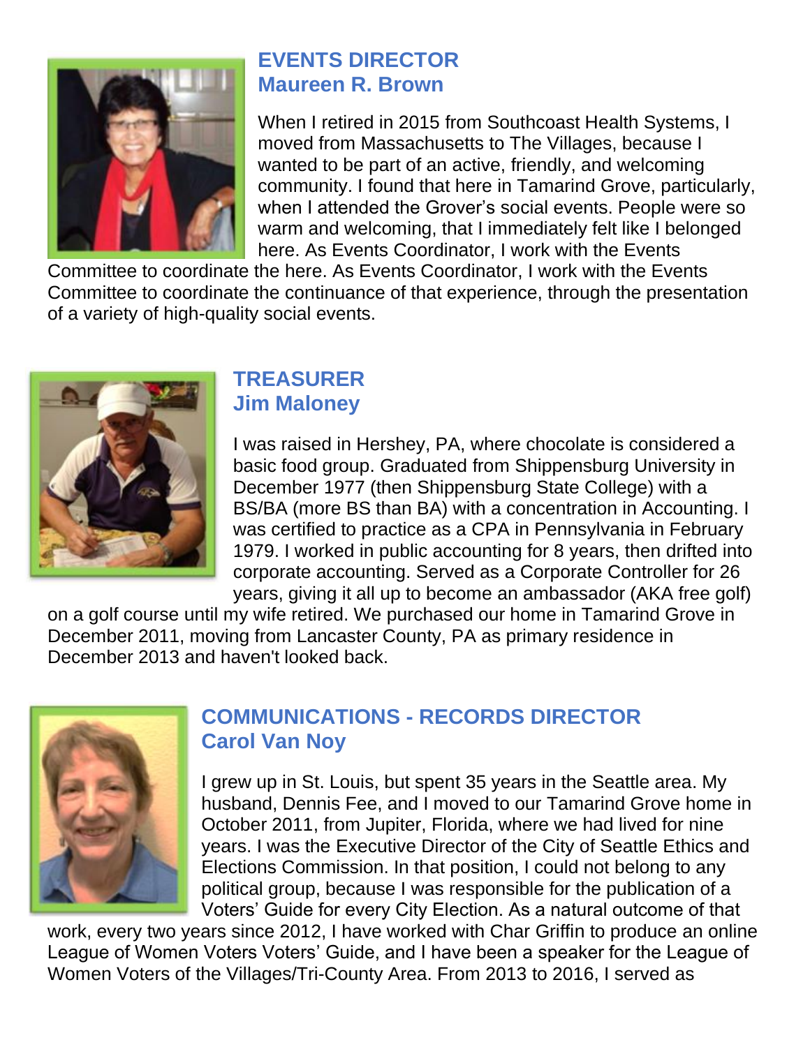## EVENTS DIRECTOR
## Maureen R. Brown

When I retired in 2015 from Southcoast Health Systems, I moved from Massachusetts to The Villages, because I wanted to be part of an active, friendly, and welcoming community. I found that here in Tamarind Grove, particularly, when I attended the Grover's social events. People were so warm and welcoming, that I immediately felt like I belonged here. As Events Coordinator, I work with the Events Committee to coordinate the here. As Events Coordinator, I work with the Events Committee to coordinate the continuance of that experience, through the presentation of a variety of high-quality social events.

## TREASURER
## Jim Maloney

I was raised in Hershey, PA, where chocolate is considered a basic food group. Graduated from Shippensburg University in December 1977 (then Shippensburg State College) with a BS/BA (more BS than BA) with a concentration in Accounting. I was certified to practice as a CPA in Pennsylvania in February 1979. I worked in public accounting for 8 years, then drifted into corporate accounting. Served as a Corporate Controller for 26 years, giving it all up to become an ambassador (AKA free golf) on a golf course until my wife retired. We purchased our home in Tamarind Grove in December 2011, moving from Lancaster County, PA as primary residence in December 2013 and haven't looked back.

## COMMUNICATIONS - RECORDS DIRECTOR
## Carol Van Noy

I grew up in St. Louis, but spent 35 years in the Seattle area. My husband, Dennis Fee, and I moved to our Tamarind Grove home in October 2011, from Jupiter, Florida, where we had lived for nine years. I was the Executive Director of the City of Seattle Ethics and Elections Commission. In that position, I could not belong to any political group, because I was responsible for the publication of a Voters' Guide for every City Election. As a natural outcome of that work, every two years since 2012, I have worked with Char Griffin to produce an online League of Women Voters Voters' Guide, and I have been a speaker for the League of Women Voters of the Villages/Tri-County Area. From 2013 to 2016, I served as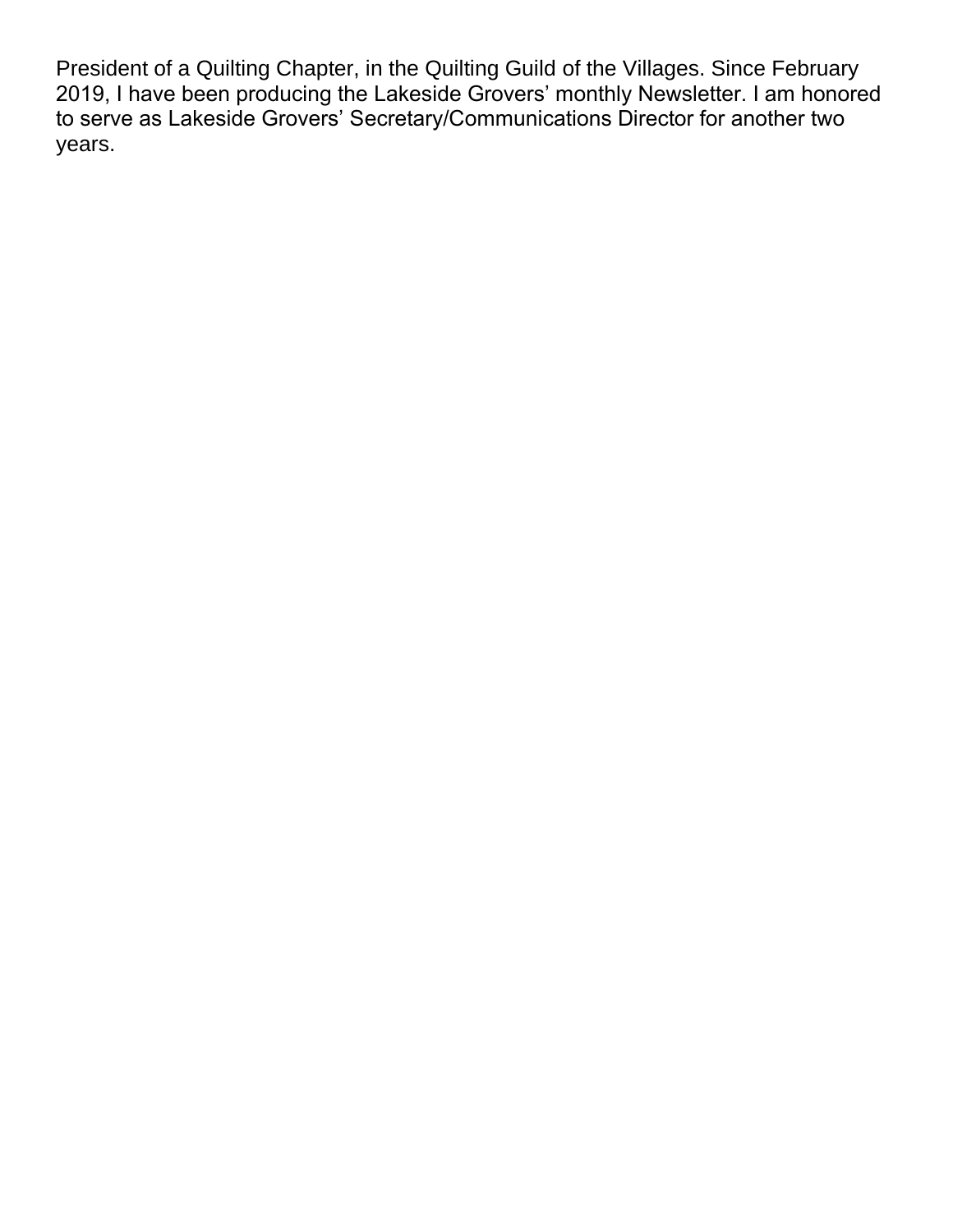President of a Quilting Chapter, in the Quilting Guild of the Villages. Since February 2019, I have been producing the Lakeside Grovers' monthly Newsletter. I am honored to serve as Lakeside Grovers' Secretary/Communications Director for another two years.